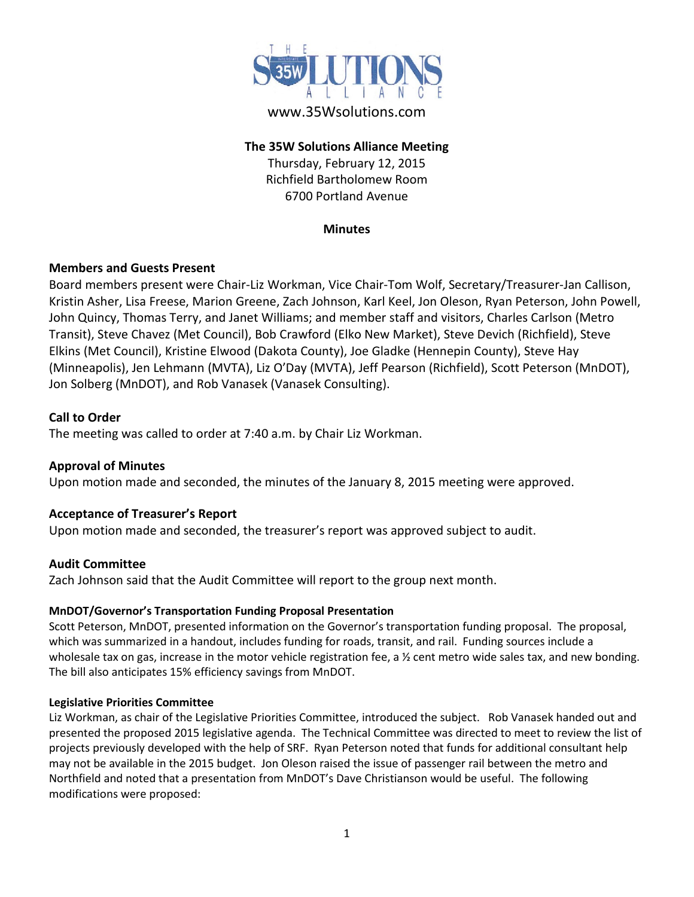www.35Wsolutions.com

**The 35W Solutions Alliance Meeting**

Thursday, February 12, 2015
Richfield Bartholomew Room
6700 Portland Avenue

**Minutes**

## Members and Guests Present

Board members present were Chair-Liz Workman, Vice Chair-Tom Wolf, Secretary/Treasurer-Jan Callison, Kristin Asher, Lisa Freese, Marion Greene, Zach Johnson, Karl Keel, Jon Oleson, Ryan Peterson, John Powell, John Quincy, Thomas Terry, and Janet Williams; and member staff and visitors, Charles Carlson (Metro Transit), Steve Chavez (Met Council), Bob Crawford (Elko New Market), Steve Devich (Richfield), Steve Elkins (Met Council), Kristine Elwood (Dakota County), Joe Gladke (Hennepin County), Steve Hay (Minneapolis), Jen Lehmann (MVTA), Liz O'Day (MVTA), Jeff Pearson (Richfield), Scott Peterson (MnDOT), Jon Solberg (MnDOT), and Rob Vanasek (Vanasek Consulting).

## Call to Order

The meeting was called to order at 7:40 a.m. by Chair Liz Workman.

## Approval of Minutes

Upon motion made and seconded, the minutes of the January 8, 2015 meeting were approved.

## Acceptance of Treasurer's Report

Upon motion made and seconded, the treasurer's report was approved subject to audit.

## Audit Committee

Zach Johnson said that the Audit Committee will report to the group next month.

### MnDOT/Governor's Transportation Funding Proposal Presentation

Scott Peterson, MnDOT, presented information on the Governor's transportation funding proposal. The proposal, which was summarized in a handout, includes funding for roads, transit, and rail. Funding sources include a wholesale tax on gas, increase in the motor vehicle registration fee, a ½ cent metro wide sales tax, and new bonding. The bill also anticipates 15% efficiency savings from MnDOT.

### Legislative Priorities Committee

Liz Workman, as chair of the Legislative Priorities Committee, introduced the subject. Rob Vanasek handed out and presented the proposed 2015 legislative agenda. The Technical Committee was directed to meet to review the list of projects previously developed with the help of SRF. Ryan Peterson noted that funds for additional consultant help may not be available in the 2015 budget. Jon Oleson raised the issue of passenger rail between the metro and Northfield and noted that a presentation from MnDOT's Dave Christianson would be useful. The following modifications were proposed: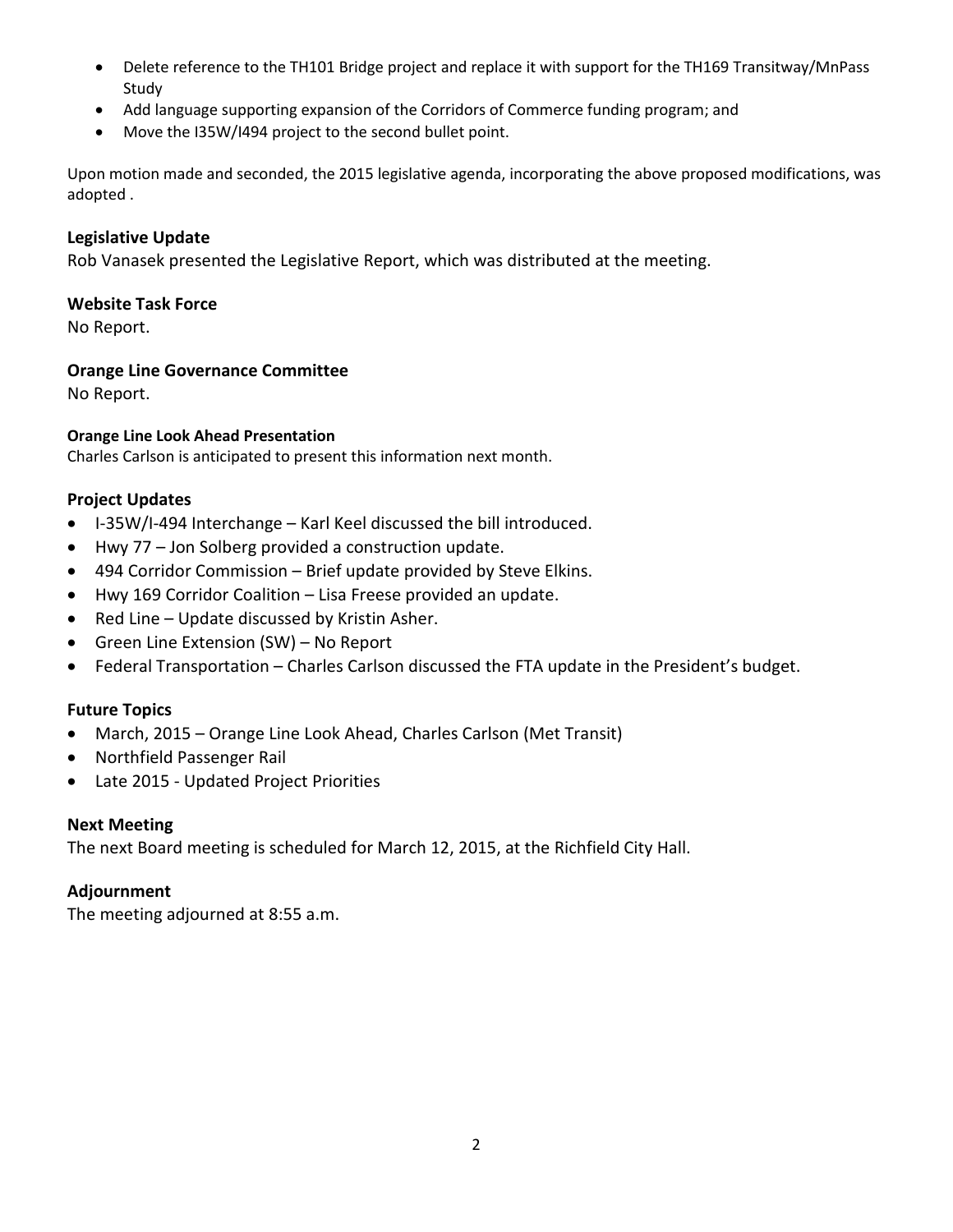- Delete reference to the TH101 Bridge project and replace it with support for the TH169 Transitway/MnPass Study
- Add language supporting expansion of the Corridors of Commerce funding program; and
- Move the I35W/I494 project to the second bullet point.

Upon motion made and seconded, the 2015 legislative agenda, incorporating the above proposed modifications, was adopted .

### Legislative Update

Rob Vanasek presented the Legislative Report, which was distributed at the meeting.

### Website Task Force

No Report.

### Orange Line Governance Committee

No Report.

#### Orange Line Look Ahead Presentation

Charles Carlson is anticipated to present this information next month.

### Project Updates

- I-35W/I-494 Interchange – Karl Keel discussed the bill introduced.
- Hwy 77 – Jon Solberg provided a construction update.
- 494 Corridor Commission – Brief update provided by Steve Elkins.
- Hwy 169 Corridor Coalition – Lisa Freese provided an update.
- Red Line – Update discussed by Kristin Asher.
- Green Line Extension (SW) – No Report
- Federal Transportation – Charles Carlson discussed the FTA update in the President's budget.

### Future Topics

- March, 2015 – Orange Line Look Ahead, Charles Carlson (Met Transit)
- Northfield Passenger Rail
- Late 2015 - Updated Project Priorities

### Next Meeting

The next Board meeting is scheduled for March 12, 2015, at the Richfield City Hall.

### Adjournment

The meeting adjourned at 8:55 a.m.